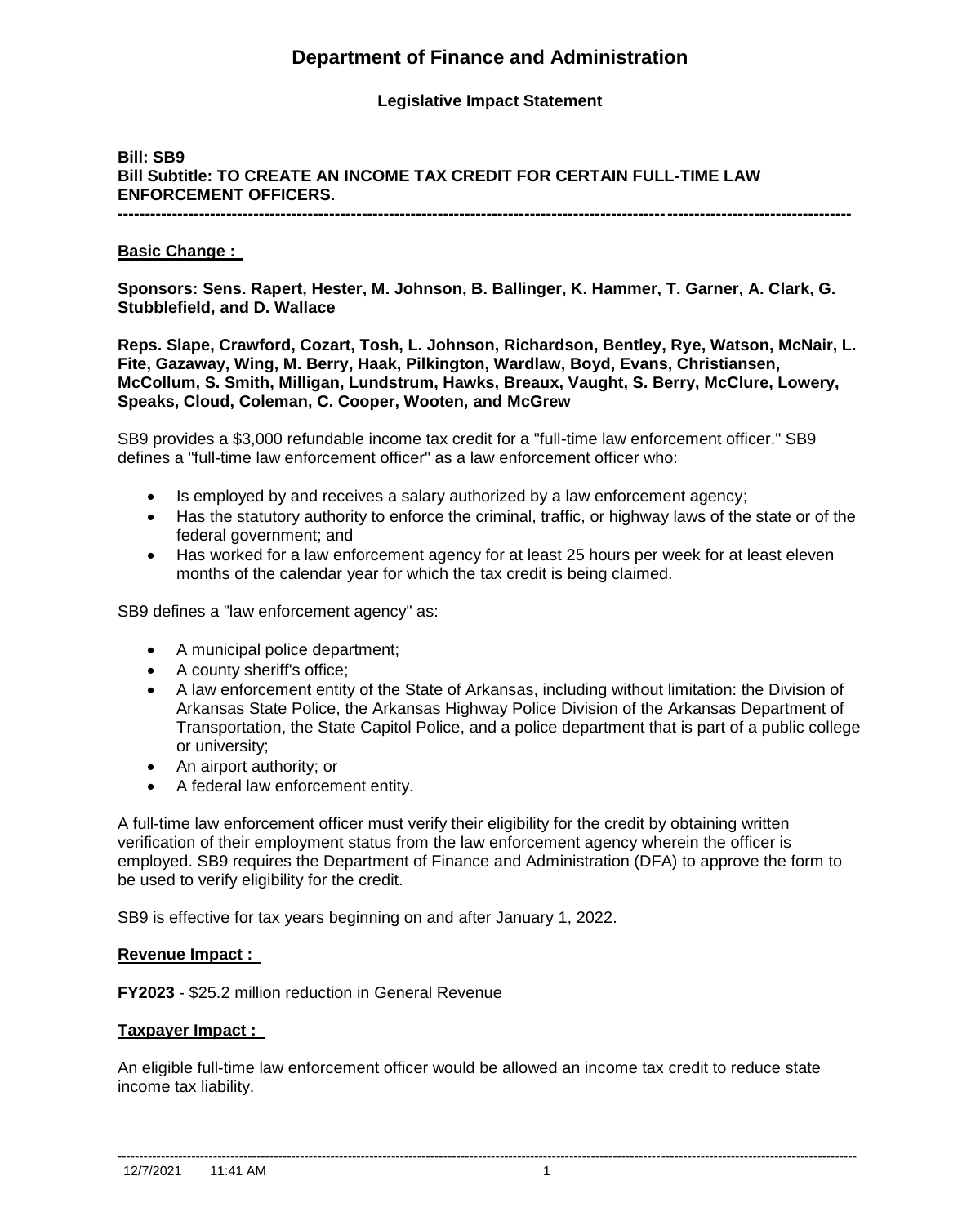# Department of Finance and Administration

**Legislative Impact Statement**

**Bill: SB9**
**Bill Subtitle: TO CREATE AN INCOME TAX CREDIT FOR CERTAIN FULL-TIME LAW ENFORCEMENT OFFICERS.**

---

**Basic Change :**

**Sponsors: Sens. Rapert, Hester, M. Johnson, B. Ballinger, K. Hammer, T. Garner, A. Clark, G. Stubblefield, and D. Wallace**

**Reps. Slape, Crawford, Cozart, Tosh, L. Johnson, Richardson, Bentley, Rye, Watson, McNair, L. Fite, Gazaway, Wing, M. Berry, Haak, Pilkington, Wardlaw, Boyd, Evans, Christiansen, McCollum, S. Smith, Milligan, Lundstrum, Hawks, Breaux, Vaught, S. Berry, McClure, Lowery, Speaks, Cloud, Coleman, C. Cooper, Wooten, and McGrew**

SB9 provides a $3,000 refundable income tax credit for a "full-time law enforcement officer." SB9 defines a "full-time law enforcement officer" as a law enforcement officer who:

- Is employed by and receives a salary authorized by a law enforcement agency;
- Has the statutory authority to enforce the criminal, traffic, or highway laws of the state or of the federal government; and
- Has worked for a law enforcement agency for at least 25 hours per week for at least eleven months of the calendar year for which the tax credit is being claimed.

SB9 defines a "law enforcement agency" as:

- A municipal police department;
- A county sheriff's office;
- A law enforcement entity of the State of Arkansas, including without limitation: the Division of Arkansas State Police, the Arkansas Highway Police Division of the Arkansas Department of Transportation, the State Capitol Police, and a police department that is part of a public college or university;
- An airport authority; or
- A federal law enforcement entity.

A full-time law enforcement officer must verify their eligibility for the credit by obtaining written verification of their employment status from the law enforcement agency wherein the officer is employed. SB9 requires the Department of Finance and Administration (DFA) to approve the form to be used to verify eligibility for the credit.

SB9 is effective for tax years beginning on and after January 1, 2022.

**Revenue Impact :**

**FY2023** - $25.2 million reduction in General Revenue

**Taxpayer Impact :**

An eligible full-time law enforcement officer would be allowed an income tax credit to reduce state income tax liability.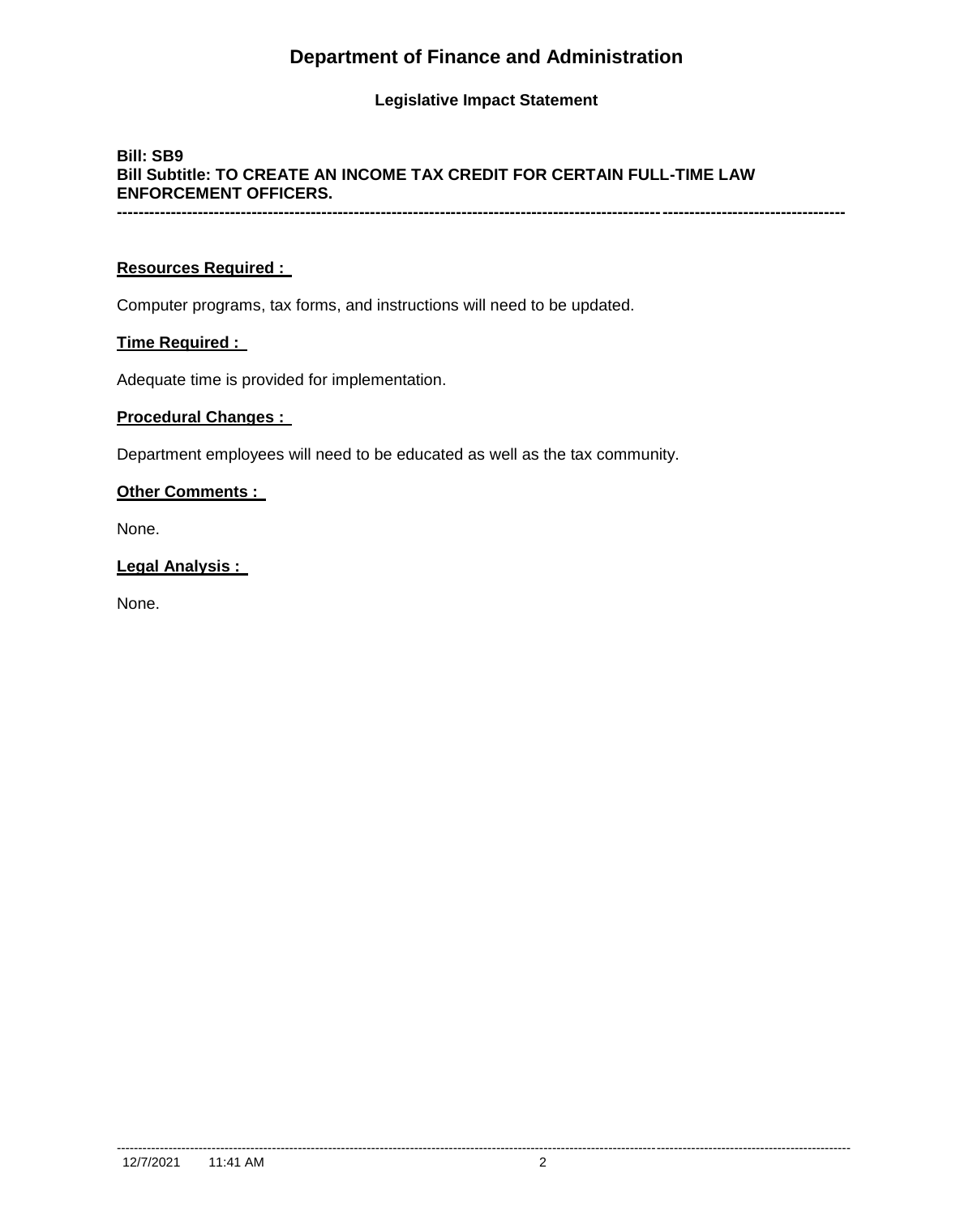# Department of Finance and Administration

**Legislative Impact Statement**

**Bill: SB9**
**Bill Subtitle: TO CREATE AN INCOME TAX CREDIT FOR CERTAIN FULL-TIME LAW ENFORCEMENT OFFICERS.**

---

**Resources Required :**

Computer programs, tax forms, and instructions will need to be updated.

**Time Required :**

Adequate time is provided for implementation.

**Procedural Changes :**

Department employees will need to be educated as well as the tax community.

**Other Comments :**

None.

**Legal Analysis :**

None.